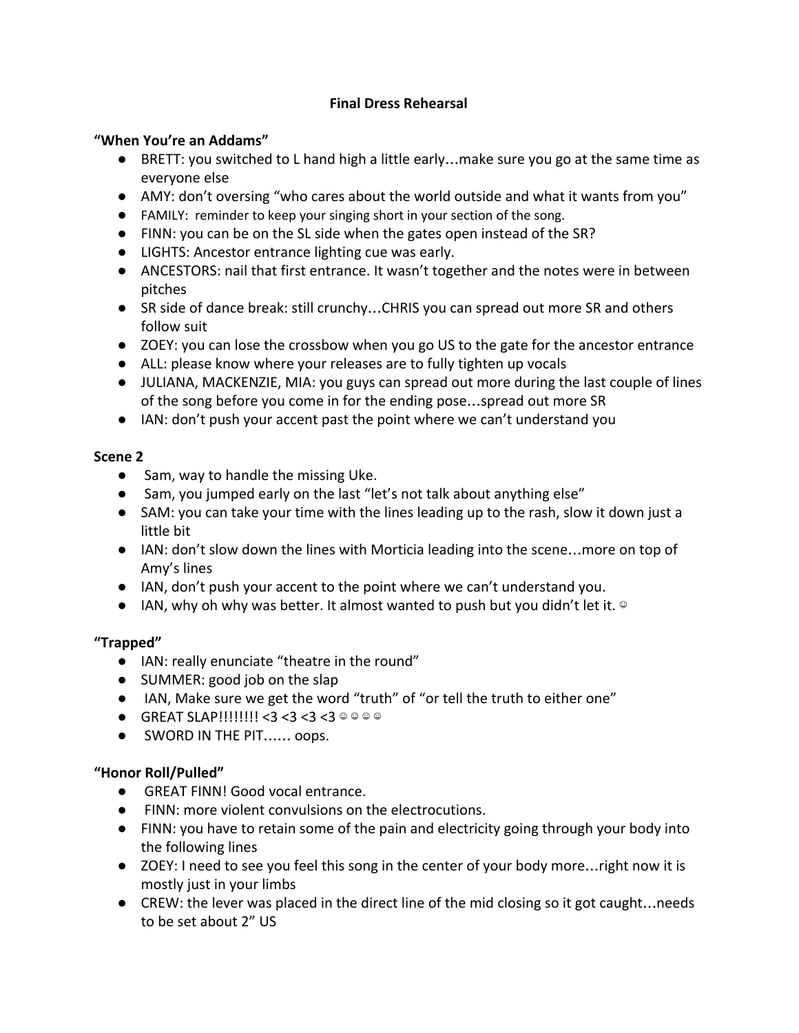**Final Dress Rehearsal**

**"When You're an Addams"**

- BRETT: you switched to L hand high a little early…make sure you go at the same time as everyone else
- AMY: don't oversing "who cares about the world outside and what it wants from you"
- FAMILY: reminder to keep your singing short in your section of the song.
- FINN: you can be on the SL side when the gates open instead of the SR?
- LIGHTS: Ancestor entrance lighting cue was early.
- ANCESTORS: nail that first entrance. It wasn't together and the notes were in between pitches
- SR side of dance break: still crunchy…CHRIS you can spread out more SR and others follow suit
- ZOEY: you can lose the crossbow when you go US to the gate for the ancestor entrance
- ALL: please know where your releases are to fully tighten up vocals
- JULIANA, MACKENZIE, MIA: you guys can spread out more during the last couple of lines of the song before you come in for the ending pose…spread out more SR
- IAN: don't push your accent past the point where we can't understand you

**Scene 2**

- Sam, way to handle the missing Uke.
- Sam, you jumped early on the last "let's not talk about anything else"
- SAM: you can take your time with the lines leading up to the rash, slow it down just a little bit
- IAN: don't slow down the lines with Morticia leading into the scene…more on top of Amy's lines
- IAN, don't push your accent to the point where we can't understand you.
- IAN, why oh why was better. It almost wanted to push but you didn't let it. ☺

**"Trapped"**

- IAN: really enunciate "theatre in the round"
- SUMMER: good job on the slap
- IAN, Make sure we get the word "truth" of "or tell the truth to either one"
- GREAT SLAP!!!!!!!! <3 <3 <3 <3 ☺ ☺ ☺ ☺
- SWORD IN THE PIT…… oops.

**"Honor Roll/Pulled"**

- GREAT FINN! Good vocal entrance.
- FINN: more violent convulsions on the electrocutions.
- FINN: you have to retain some of the pain and electricity going through your body into the following lines
- ZOEY: I need to see you feel this song in the center of your body more…right now it is mostly just in your limbs
- CREW: the lever was placed in the direct line of the mid closing so it got caught…needs to be set about 2" US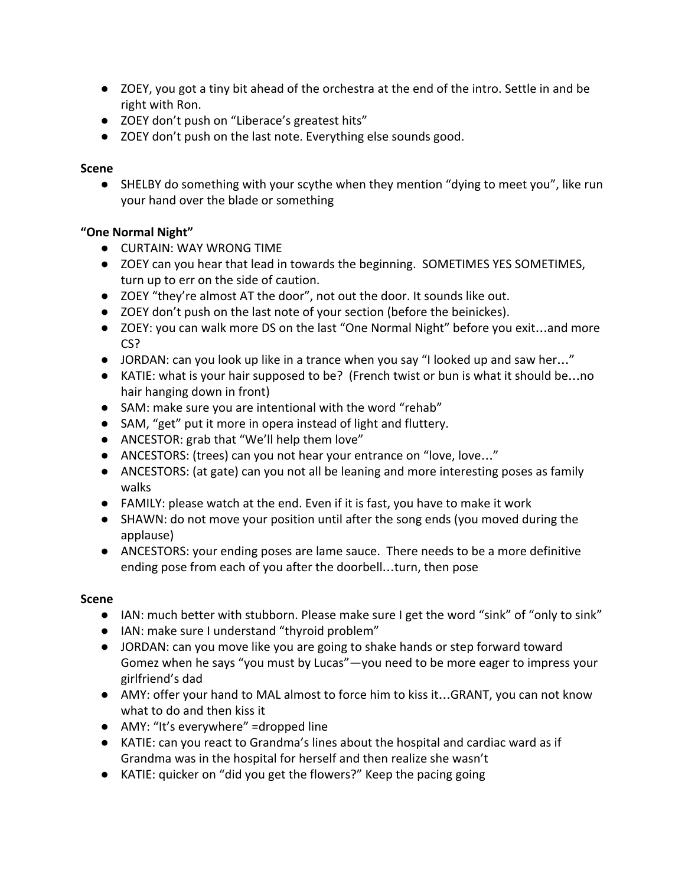- ZOEY, you got a tiny bit ahead of the orchestra at the end of the intro. Settle in and be right with Ron.
- ZOEY don't push on "Liberace's greatest hits"
- ZOEY don't push on the last note. Everything else sounds good.

**Scene**

- SHELBY do something with your scythe when they mention "dying to meet you", like run your hand over the blade or something

**"One Normal Night"**

- CURTAIN: WAY WRONG TIME
- ZOEY can you hear that lead in towards the beginning. SOMETIMES YES SOMETIMES, turn up to err on the side of caution.
- ZOEY "they're almost AT the door", not out the door. It sounds like out.
- ZOEY don't push on the last note of your section (before the beinickes).
- ZOEY: you can walk more DS on the last "One Normal Night" before you exit…and more CS?
- JORDAN: can you look up like in a trance when you say "I looked up and saw her…"
- KATIE: what is your hair supposed to be? (French twist or bun is what it should be…no hair hanging down in front)
- SAM: make sure you are intentional with the word "rehab"
- SAM, "get" put it more in opera instead of light and fluttery.
- ANCESTOR: grab that "We'll help them love"
- ANCESTORS: (trees) can you not hear your entrance on "love, love…"
- ANCESTORS: (at gate) can you not all be leaning and more interesting poses as family walks
- FAMILY: please watch at the end. Even if it is fast, you have to make it work
- SHAWN: do not move your position until after the song ends (you moved during the applause)
- ANCESTORS: your ending poses are lame sauce. There needs to be a more definitive ending pose from each of you after the doorbell…turn, then pose

**Scene**

- IAN: much better with stubborn. Please make sure I get the word "sink" of "only to sink"
- IAN: make sure I understand "thyroid problem"
- JORDAN: can you move like you are going to shake hands or step forward toward Gomez when he says "you must by Lucas"—you need to be more eager to impress your girlfriend's dad
- AMY: offer your hand to MAL almost to force him to kiss it…GRANT, you can not know what to do and then kiss it
- AMY: "It's everywhere" =dropped line
- KATIE: can you react to Grandma's lines about the hospital and cardiac ward as if Grandma was in the hospital for herself and then realize she wasn't
- KATIE: quicker on "did you get the flowers?" Keep the pacing going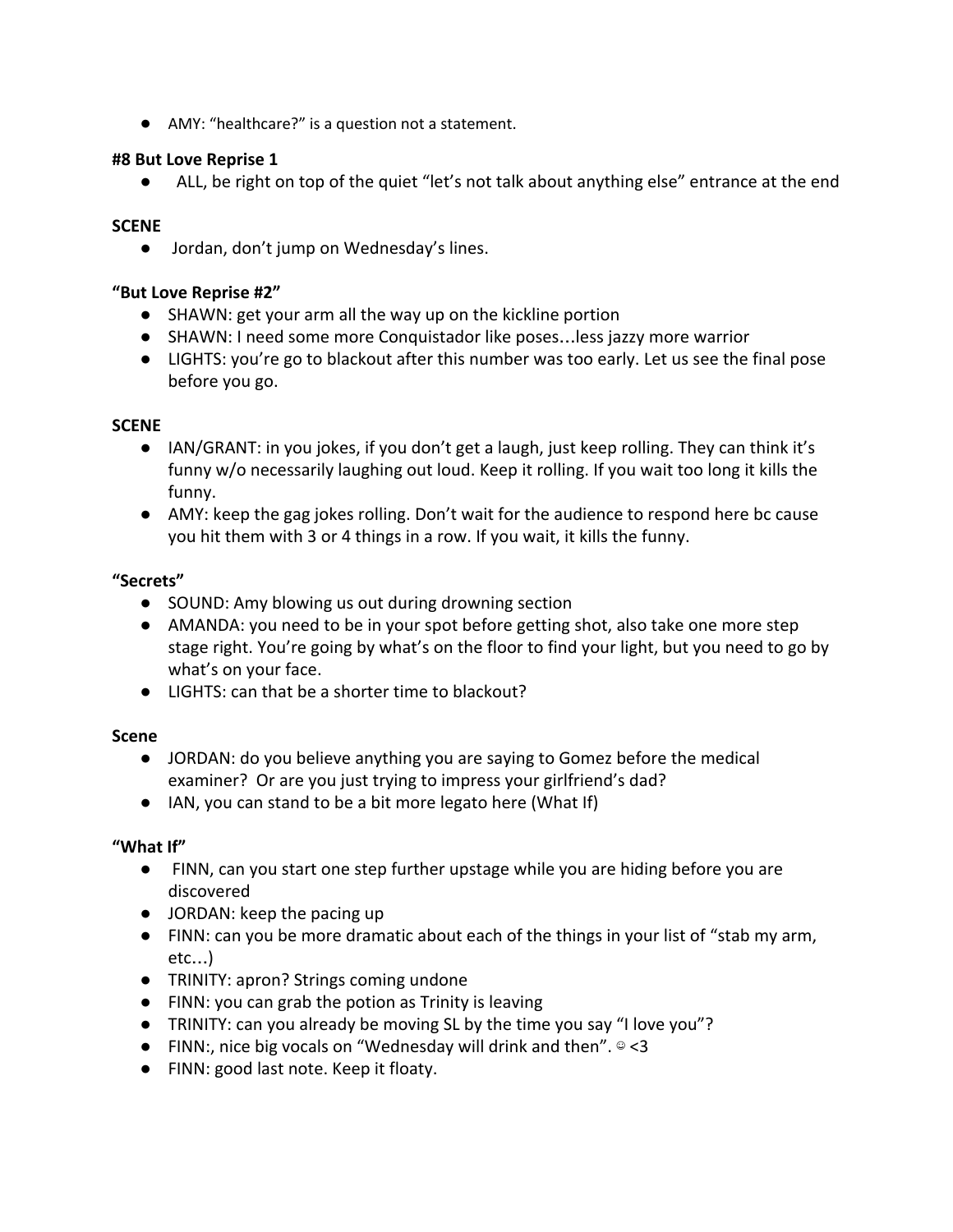- AMY: "healthcare?" is a question not a statement.

**#8 But Love Reprise 1**

- ALL, be right on top of the quiet "let's not talk about anything else" entrance at the end

**SCENE**

- Jordan, don't jump on Wednesday's lines.

**"But Love Reprise #2"**

- SHAWN: get your arm all the way up on the kickline portion
- SHAWN: I need some more Conquistador like poses…less jazzy more warrior
- LIGHTS: you're go to blackout after this number was too early. Let us see the final pose before you go.

**SCENE**

- IAN/GRANT: in you jokes, if you don't get a laugh, just keep rolling. They can think it's funny w/o necessarily laughing out loud. Keep it rolling. If you wait too long it kills the funny.
- AMY: keep the gag jokes rolling. Don't wait for the audience to respond here bc cause you hit them with 3 or 4 things in a row. If you wait, it kills the funny.

**"Secrets"**

- SOUND: Amy blowing us out during drowning section
- AMANDA: you need to be in your spot before getting shot, also take one more step stage right. You're going by what's on the floor to find your light, but you need to go by what's on your face.
- LIGHTS: can that be a shorter time to blackout?

**Scene**

- JORDAN: do you believe anything you are saying to Gomez before the medical examiner? Or are you just trying to impress your girlfriend's dad?
- IAN, you can stand to be a bit more legato here (What If)

**"What If"**

- FINN, can you start one step further upstage while you are hiding before you are discovered
- JORDAN: keep the pacing up
- FINN: can you be more dramatic about each of the things in your list of "stab my arm, etc…)
- TRINITY: apron? Strings coming undone
- FINN: you can grab the potion as Trinity is leaving
- TRINITY: can you already be moving SL by the time you say "I love you"?
- FINN:, nice big vocals on "Wednesday will drink and then". ☺ <3
- FINN: good last note. Keep it floaty.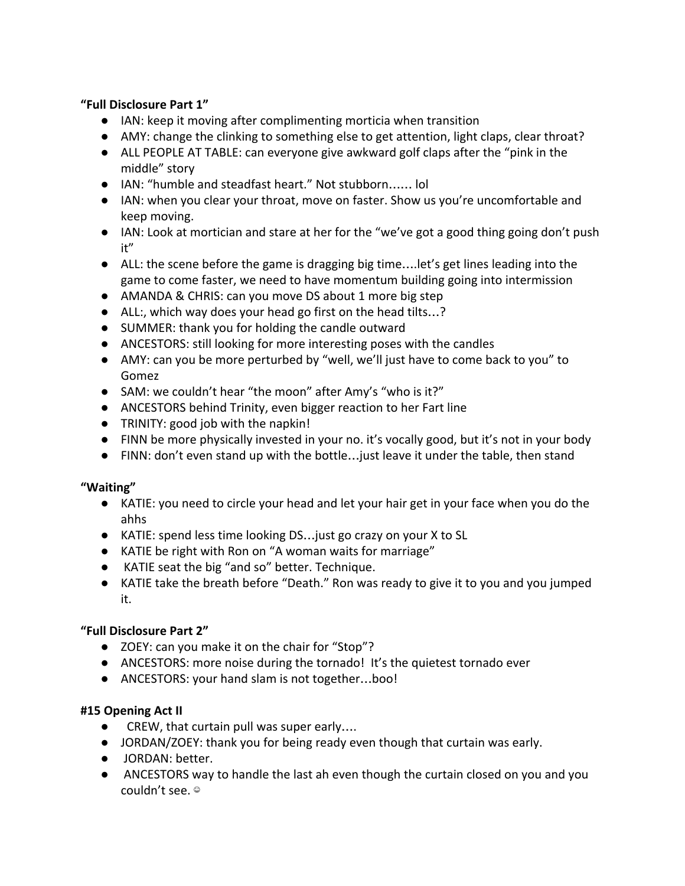**"Full Disclosure Part 1"**

- IAN: keep it moving after complimenting morticia when transition
- AMY: change the clinking to something else to get attention, light claps, clear throat?
- ALL PEOPLE AT TABLE: can everyone give awkward golf claps after the "pink in the middle" story
- IAN: "humble and steadfast heart." Not stubborn…… lol
- IAN: when you clear your throat, move on faster. Show us you're uncomfortable and keep moving.
- IAN: Look at mortician and stare at her for the "we've got a good thing going don't push it"
- ALL: the scene before the game is dragging big time….let's get lines leading into the game to come faster, we need to have momentum building going into intermission
- AMANDA & CHRIS: can you move DS about 1 more big step
- ALL:, which way does your head go first on the head tilts…?
- SUMMER: thank you for holding the candle outward
- ANCESTORS: still looking for more interesting poses with the candles
- AMY: can you be more perturbed by "well, we'll just have to come back to you" to Gomez
- SAM: we couldn't hear "the moon" after Amy's "who is it?"
- ANCESTORS behind Trinity, even bigger reaction to her Fart line
- TRINITY: good job with the napkin!
- FINN be more physically invested in your no. it's vocally good, but it's not in your body
- FINN: don't even stand up with the bottle…just leave it under the table, then stand

**"Waiting"**

- KATIE: you need to circle your head and let your hair get in your face when you do the ahhs
- KATIE: spend less time looking DS…just go crazy on your X to SL
- KATIE be right with Ron on "A woman waits for marriage"
- KATIE seat the big "and so" better. Technique.
- KATIE take the breath before "Death." Ron was ready to give it to you and you jumped it.

**"Full Disclosure Part 2"**

- ZOEY: can you make it on the chair for "Stop"?
- ANCESTORS: more noise during the tornado! It's the quietest tornado ever
- ANCESTORS: your hand slam is not together…boo!

**#15 Opening Act II**

- CREW, that curtain pull was super early….
- JORDAN/ZOEY: thank you for being ready even though that curtain was early.
- JORDAN: better.
- ANCESTORS way to handle the last ah even though the curtain closed on you and you couldn't see. ☺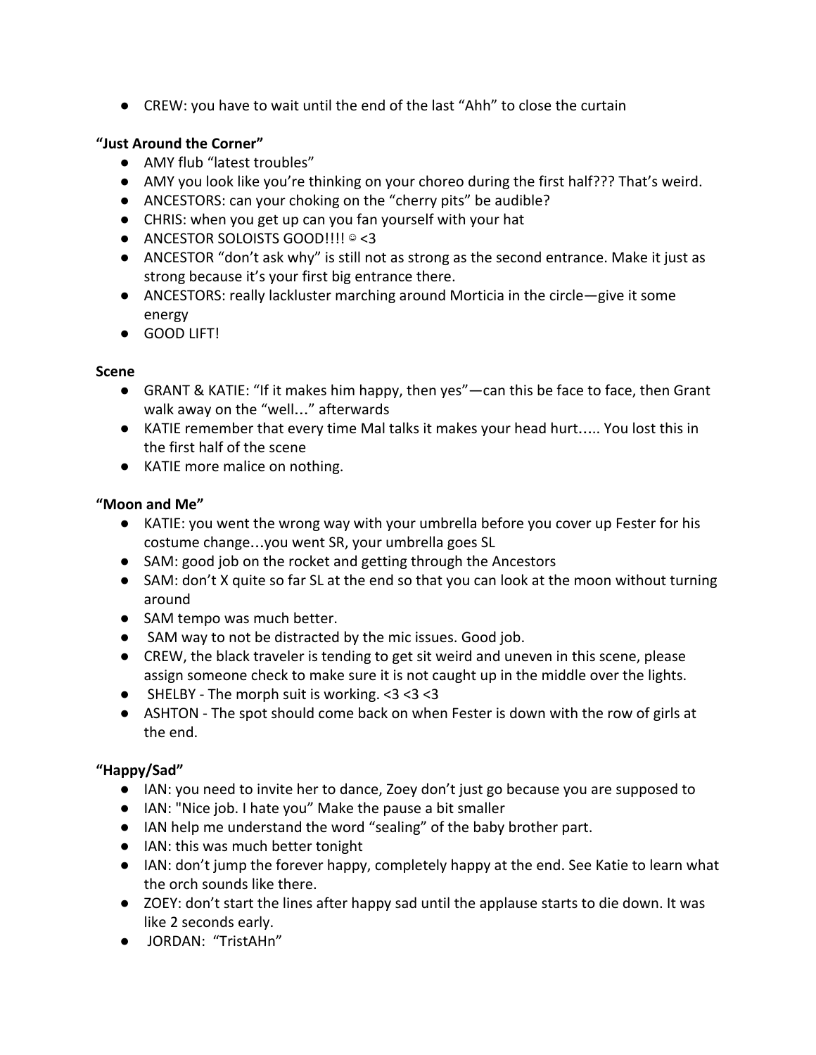- CREW: you have to wait until the end of the last "Ahh" to close the curtain

**"Just Around the Corner"**

- AMY flub "latest troubles"
- AMY you look like you're thinking on your choreo during the first half??? That's weird.
- ANCESTORS: can your choking on the "cherry pits" be audible?
- CHRIS: when you get up can you fan yourself with your hat
- ANCESTOR SOLOISTS GOOD!!!! ☺ <3
- ANCESTOR "don't ask why" is still not as strong as the second entrance. Make it just as strong because it's your first big entrance there.
- ANCESTORS: really lackluster marching around Morticia in the circle—give it some energy
- GOOD LIFT!

**Scene**

- GRANT & KATIE: "If it makes him happy, then yes"—can this be face to face, then Grant walk away on the "well…" afterwards
- KATIE remember that every time Mal talks it makes your head hurt….. You lost this in the first half of the scene
- KATIE more malice on nothing.

**"Moon and Me"**

- KATIE: you went the wrong way with your umbrella before you cover up Fester for his costume change…you went SR, your umbrella goes SL
- SAM: good job on the rocket and getting through the Ancestors
- SAM: don't X quite so far SL at the end so that you can look at the moon without turning around
- SAM tempo was much better.
- SAM way to not be distracted by the mic issues. Good job.
- CREW, the black traveler is tending to get sit weird and uneven in this scene, please assign someone check to make sure it is not caught up in the middle over the lights.
- SHELBY - The morph suit is working. <3 <3 <3
- ASHTON - The spot should come back on when Fester is down with the row of girls at the end.

**"Happy/Sad"**

- IAN: you need to invite her to dance, Zoey don't just go because you are supposed to
- IAN: "Nice job. I hate you" Make the pause a bit smaller
- IAN help me understand the word "sealing" of the baby brother part.
- IAN: this was much better tonight
- IAN: don't jump the forever happy, completely happy at the end. See Katie to learn what the orch sounds like there.
- ZOEY: don't start the lines after happy sad until the applause starts to die down. It was like 2 seconds early.
- JORDAN: "TristAHn"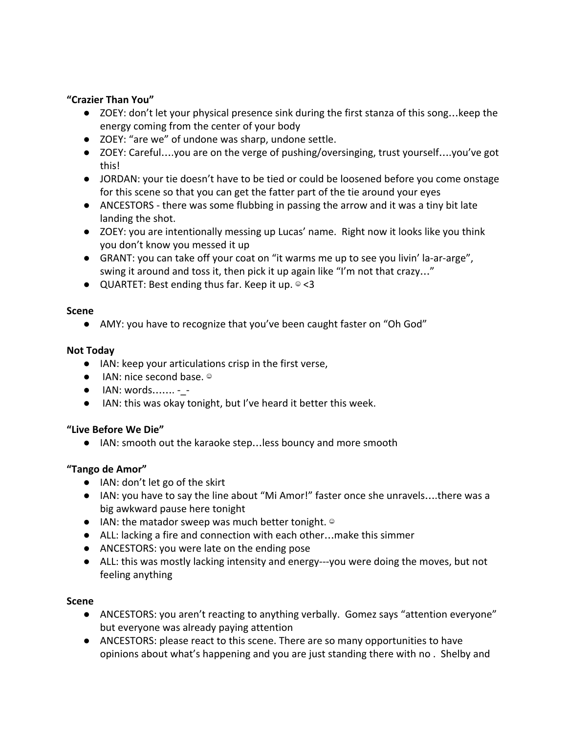**"Crazier Than You"**

- ZOEY: don't let your physical presence sink during the first stanza of this song…keep the energy coming from the center of your body
- ZOEY: "are we" of undone was sharp, undone settle.
- ZOEY: Careful….you are on the verge of pushing/oversinging, trust yourself….you've got this!
- JORDAN: your tie doesn't have to be tied or could be loosened before you come onstage for this scene so that you can get the fatter part of the tie around your eyes
- ANCESTORS - there was some flubbing in passing the arrow and it was a tiny bit late landing the shot.
- ZOEY: you are intentionally messing up Lucas' name. Right now it looks like you think you don't know you messed it up
- GRANT: you can take off your coat on "it warms me up to see you livin' la-ar-arge", swing it around and toss it, then pick it up again like "I'm not that crazy…"
- QUARTET: Best ending thus far. Keep it up. ☺ <3

**Scene**

- AMY: you have to recognize that you've been caught faster on "Oh God"

**Not Today**

- IAN: keep your articulations crisp in the first verse,
- IAN: nice second base. ☺
- IAN: words……. -_-
- IAN: this was okay tonight, but I've heard it better this week.

**"Live Before We Die"**

- IAN: smooth out the karaoke step…less bouncy and more smooth

**"Tango de Amor"**

- IAN: don't let go of the skirt
- IAN: you have to say the line about "Mi Amor!" faster once she unravels….there was a big awkward pause here tonight
- IAN: the matador sweep was much better tonight. ☺
- ALL: lacking a fire and connection with each other…make this simmer
- ANCESTORS: you were late on the ending pose
- ALL: this was mostly lacking intensity and energy---you were doing the moves, but not feeling anything

**Scene**

- ANCESTORS: you aren't reacting to anything verbally. Gomez says "attention everyone" but everyone was already paying attention
- ANCESTORS: please react to this scene. There are so many opportunities to have opinions about what's happening and you are just standing there with no . Shelby and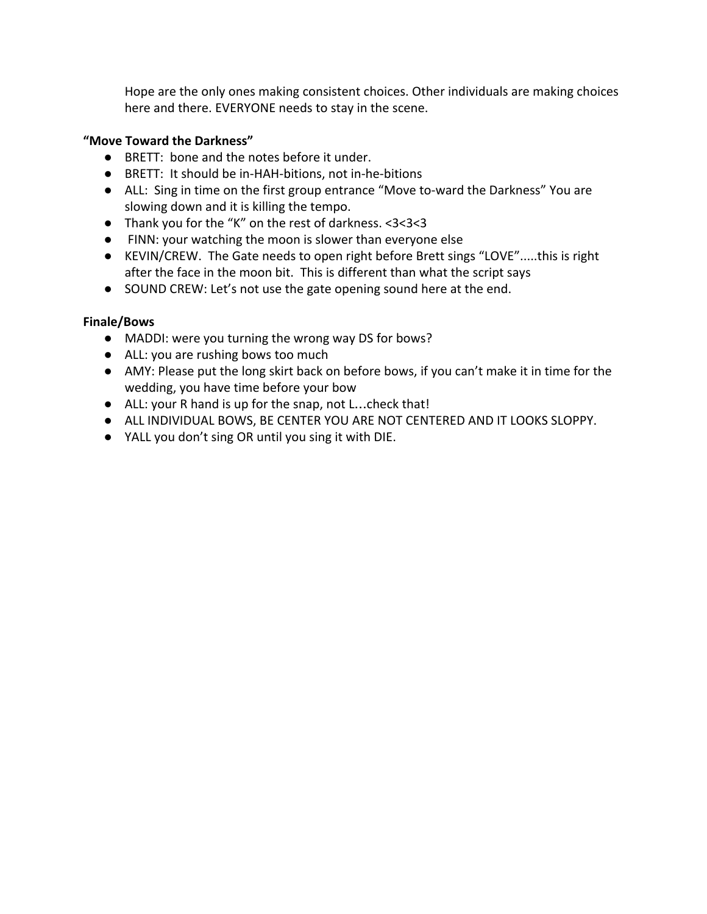Hope are the only ones making consistent choices. Other individuals are making choices here and there. EVERYONE needs to stay in the scene.

**“Move Toward the Darkness”**

- BRETT: bone and the notes before it under.
- BRETT: It should be in-HAH-bitions, not in-he-bitions
- ALL: Sing in time on the first group entrance “Move to-ward the Darkness” You are slowing down and it is killing the tempo.
- Thank you for the “K” on the rest of darkness. <3<3<3
- FINN: your watching the moon is slower than everyone else
- KEVIN/CREW. The Gate needs to open right before Brett sings “LOVE”.....this is right after the face in the moon bit. This is different than what the script says
- SOUND CREW: Let’s not use the gate opening sound here at the end.

**Finale/Bows**

- MADDI: were you turning the wrong way DS for bows?
- ALL: you are rushing bows too much
- AMY: Please put the long skirt back on before bows, if you can’t make it in time for the wedding, you have time before your bow
- ALL: your R hand is up for the snap, not L…check that!
- ALL INDIVIDUAL BOWS, BE CENTER YOU ARE NOT CENTERED AND IT LOOKS SLOPPY.
- YALL you don’t sing OR until you sing it with DIE.